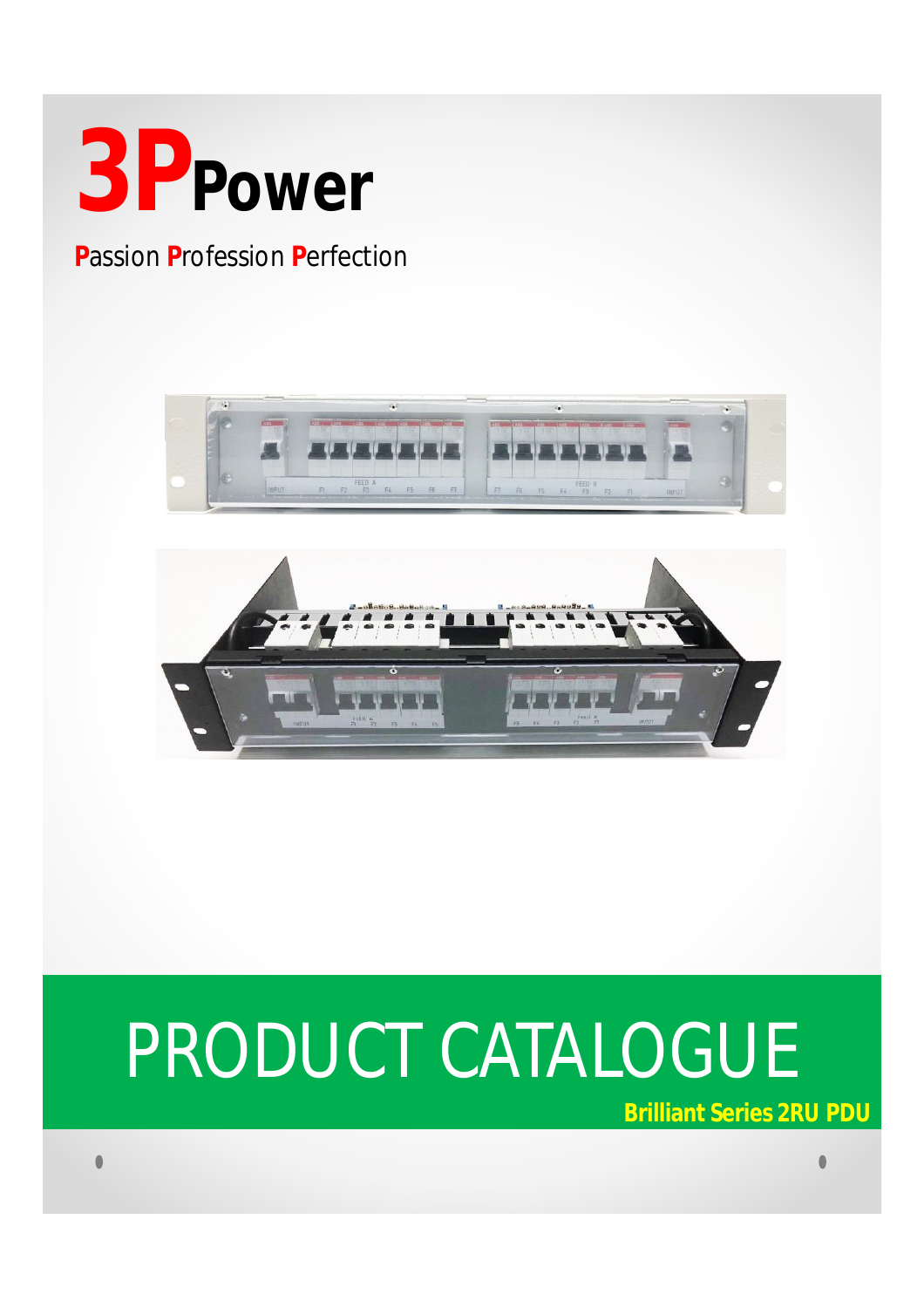# 3PPower

**P**assion **P**rofession **P**erfection

# PRODUCT CATALOGUE

**Brilliant Series 2RU PDU**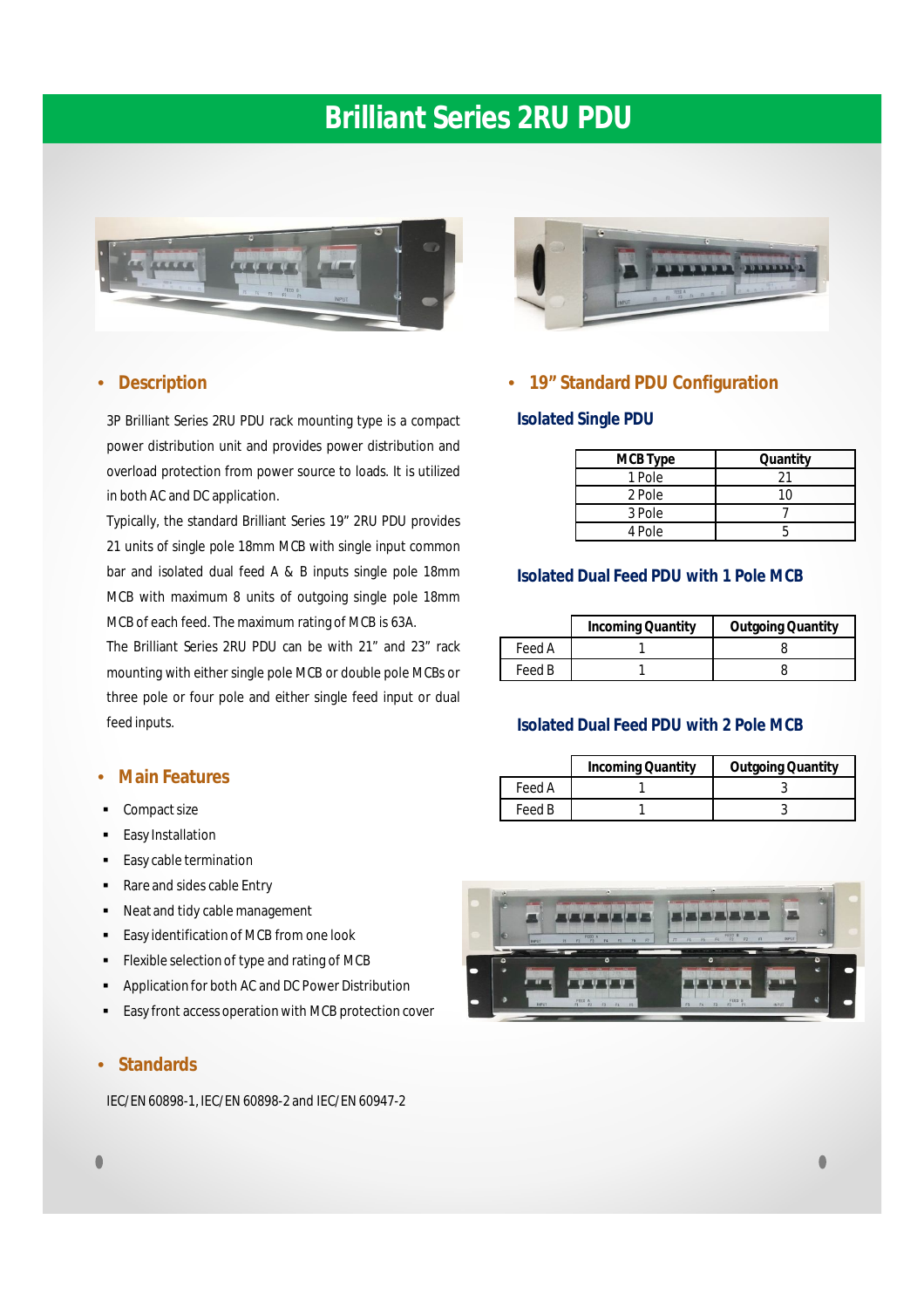# Brilliant Series 2RU PDU

## Description

3P Brilliant Series 2RU PDU rack mounting type is a compact power distribution unit and provides power distribution and overload protection from power source to loads. It is utilized in both AC and DC application.

Typically, the standard Brilliant Series 19" 2RU PDU provides 21 units of single pole 18mm MCB with single input common bar and isolated dual feed A & B inputs single pole 18mm MCB with maximum 8 units of outgoing single pole 18mm MCB of each feed. The maximum rating of MCB is 63A.

The Brilliant Series 2RU PDU can be with 21" and 23" rack mounting with either single pole MCB or double pole MCBs or three pole or four pole and either single feed input or dual feed inputs.

## Main Features

- Compact size
- Easy Installation
- Easy cable termination
- Rare and sides cable Entry
- Neat and tidy cable management
- Easy identification of MCB from one look
- Flexible selection of type and rating of MCB
- Application for both AC and DC Power Distribution
- Easy front access operation with MCB protection cover

## Standards

IEC/EN 60898-1, IEC/EN 60898-2 and IEC/EN 60947-2

## 19" Standard PDU Configuration

### Isolated Single PDU

| MCB Type | Quantity |
|---|---|
| 1 Pole | 21 |
| 2 Pole | 10 |
| 3 Pole | 7 |
| 4 Pole | 5 |

### Isolated Dual Feed PDU with 1 Pole MCB

| | Incoming Quantity | Outgoing Quantity |
|---|---|---|
| Feed A | 1 | 8 |
| Feed B | 1 | 8 |

### Isolated Dual Feed PDU with 2 Pole MCB

| | Incoming Quantity | Outgoing Quantity |
|---|---|---|
| Feed A | 1 | 3 |
| Feed B | 1 | 3 |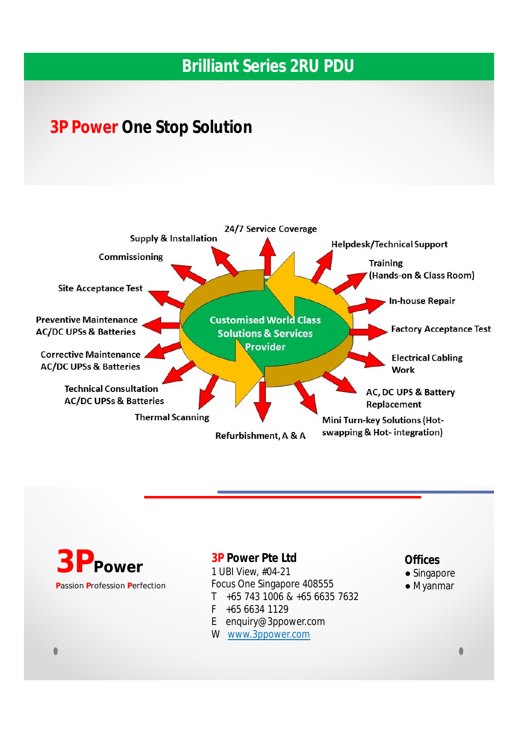# Brilliant Series 2RU PDU

## 3P Power One Stop Solution

Customised World Class Solutions & Services Provider

24/7 Service Coverage
Helpdesk/Technical Support
Training (Hands-on & Class Room)
In-house Repair
Factory Acceptance Test
Electrical Cabling Work
AC, DC UPS & Battery Replacement
Mini Turn-key Solutions (Hot-swapping & Hot- integration)
Refurbishment, A & A
Thermal Scanning
Technical Consultation AC/DC UPSs & Batteries
Corrective Maintenance AC/DC UPSs & Batteries
Preventive Maintenance AC/DC UPSs & Batteries
Site Acceptance Test
Commissioning
Supply & Installation

**3P Power**
Passion Profession Perfection

**3P Power Pte Ltd**
1 UBI View, #04-21
Focus One Singapore 408555
T +65 743 1006 & +65 6635 7632
F +65 6634 1129
E enquiry@3ppower.com
W www.3ppower.com

**Offices**
- Singapore
- Myanmar